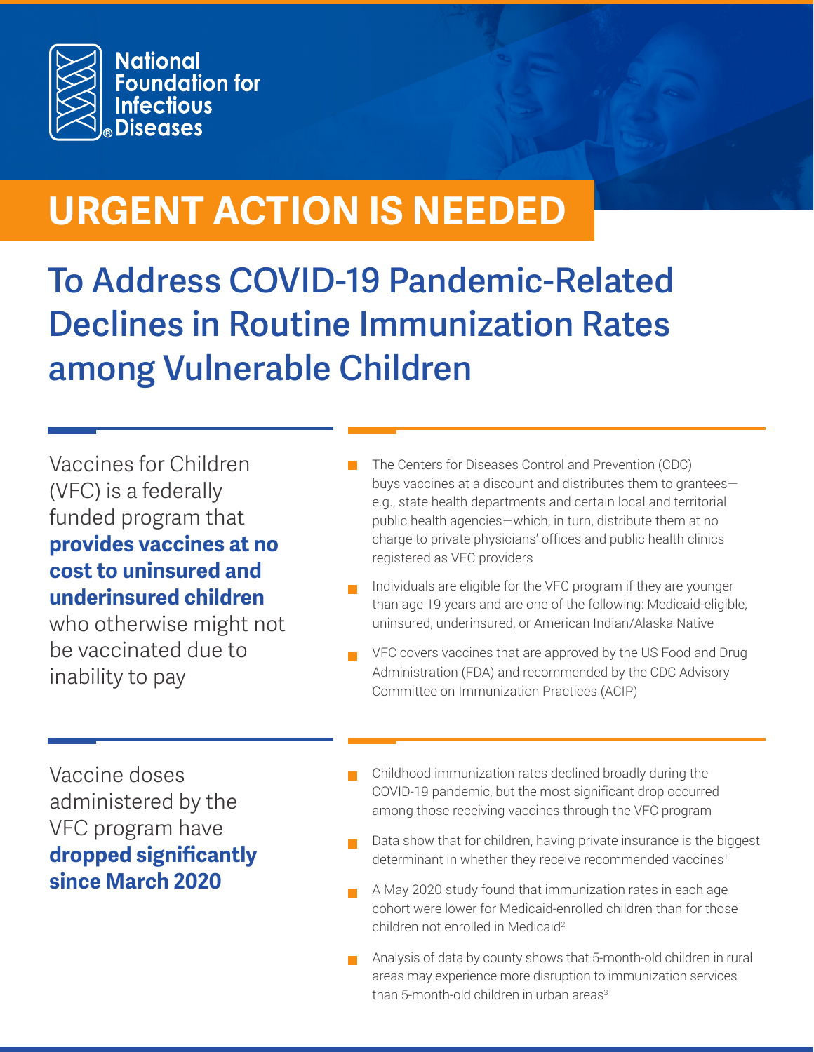National Foundation for Infectious Diseases®

# URGENT ACTION IS NEEDED

## To Address COVID-19 Pandemic-Related Declines in Routine Immunization Rates among Vulnerable Children

Vaccines for Children (VFC) is a federally funded program that **provides vaccines at no cost to uninsured and underinsured children** who otherwise might not be vaccinated due to inability to pay

- The Centers for Diseases Control and Prevention (CDC) buys vaccines at a discount and distributes them to grantees—e.g., state health departments and certain local and territorial public health agencies—which, in turn, distribute them at no charge to private physicians' offices and public health clinics registered as VFC providers
- Individuals are eligible for the VFC program if they are younger than age 19 years and are one of the following: Medicaid-eligible, uninsured, underinsured, or American Indian/Alaska Native
- VFC covers vaccines that are approved by the US Food and Drug Administration (FDA) and recommended by the CDC Advisory Committee on Immunization Practices (ACIP)

Vaccine doses administered by the VFC program have **dropped significantly since March 2020**

- Childhood immunization rates declined broadly during the COVID-19 pandemic, but the most significant drop occurred among those receiving vaccines through the VFC program
- Data show that for children, having private insurance is the biggest determinant in whether they receive recommended vaccines[1]
- A May 2020 study found that immunization rates in each age cohort were lower for Medicaid-enrolled children than for those children not enrolled in Medicaid[2]
- Analysis of data by county shows that 5-month-old children in rural areas may experience more disruption to immunization services than 5-month-old children in urban areas[3]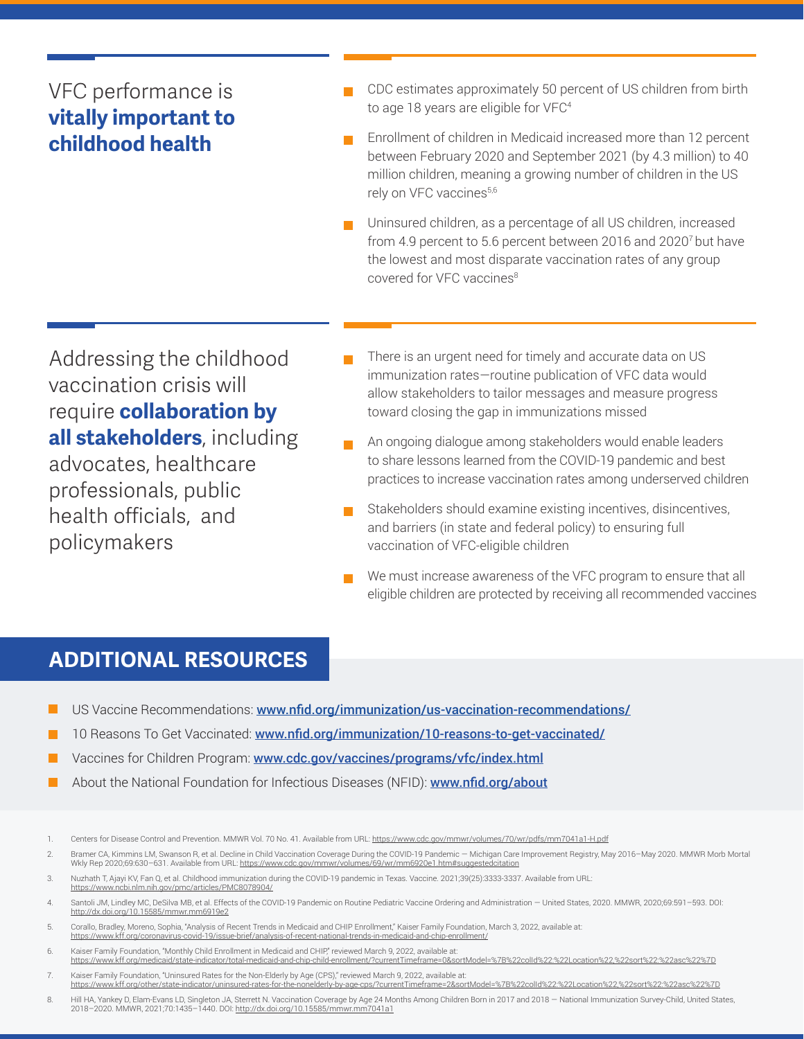VFC performance is **vitally important to childhood health**

- CDC estimates approximately 50 percent of US children from birth to age 18 years are eligible for VFC[4]
- Enrollment of children in Medicaid increased more than 12 percent between February 2020 and September 2021 (by 4.3 million) to 40 million children, meaning a growing number of children in the US rely on VFC vaccines[5,6]
- Uninsured children, as a percentage of all US children, increased from 4.9 percent to 5.6 percent between 2016 and 2020[7] but have the lowest and most disparate vaccination rates of any group covered for VFC vaccines[8]

Addressing the childhood vaccination crisis will require **collaboration by all stakeholders**, including advocates, healthcare professionals, public health officials, and policymakers

- There is an urgent need for timely and accurate data on US immunization rates—routine publication of VFC data would allow stakeholders to tailor messages and measure progress toward closing the gap in immunizations missed
- An ongoing dialogue among stakeholders would enable leaders to share lessons learned from the COVID-19 pandemic and best practices to increase vaccination rates among underserved children
- Stakeholders should examine existing incentives, disincentives, and barriers (in state and federal policy) to ensuring full vaccination of VFC-eligible children
- We must increase awareness of the VFC program to ensure that all eligible children are protected by receiving all recommended vaccines

## ADDITIONAL RESOURCES

- US Vaccine Recommendations: **www.nfid.org/immunization/us-vaccination-recommendations/**
- 10 Reasons To Get Vaccinated: **www.nfid.org/immunization/10-reasons-to-get-vaccinated/**
- Vaccines for Children Program: **www.cdc.gov/vaccines/programs/vfc/index.html**
- About the National Foundation for Infectious Diseases (NFID): **www.nfid.org/about**

1. Centers for Disease Control and Prevention. MMWR Vol. 70 No. 41. Available from URL: https://www.cdc.gov/mmwr/volumes/70/wr/pdfs/mm7041a1-H.pdf
2. Bramer CA, Kimmins LM, Swanson R, et al. Decline in Child Vaccination Coverage During the COVID-19 Pandemic — Michigan Care Improvement Registry, May 2016–May 2020. MMWR Morb Mortal Wkly Rep 2020;69:630–631. Available from URL: https://www.cdc.gov/mmwr/volumes/69/wr/mm6920e1.htm#suggestedcitation
3. Nuzhath T, Ajayi KV, Fan Q, et al. Childhood immunization during the COVID-19 pandemic in Texas. Vaccine. 2021;39(25):3333-3337. Available from URL: https://www.ncbi.nlm.nih.gov/pmc/articles/PMC8078904/
4. Santoli JM, Lindley MC, DeSilva MB, et al. Effects of the COVID-19 Pandemic on Routine Pediatric Vaccine Ordering and Administration — United States, 2020. MMWR, 2020;69:591–593. DOI: http://dx.doi.org/10.15585/mmwr.mm6919e2
5. Corallo, Bradley, Moreno, Sophia, "Analysis of Recent Trends in Medicaid and CHIP Enrollment," Kaiser Family Foundation, March 3, 2022, available at: https://www.kff.org/coronavirus-covid-19/issue-brief/analysis-of-recent-national-trends-in-medicaid-and-chip-enrollment/
6. Kaiser Family Foundation, "Monthly Child Enrollment in Medicaid and CHIP," reviewed March 9, 2022, available at: https://www.kff.org/medicaid/state-indicator/total-medicaid-and-chip-child-enrollment/?currentTimeframe=0&sortModel=%7B%22colId%22:%22Location%22,%22sort%22:%22asc%22%7D
7. Kaiser Family Foundation, "Uninsured Rates for the Non-Elderly by Age (CPS)," reviewed March 9, 2022, available at: https://www.kff.org/other/state-indicator/uninsured-rates-for-the-nonelderly-by-age-cps/?currentTimeframe=2&sortModel=%7B%22colId%22:%22Location%22,%22sort%22:%22asc%22%7D
8. Hill HA, Yankey D, Elam-Evans LD, Singleton JA, Sterrett N. Vaccination Coverage by Age 24 Months Among Children Born in 2017 and 2018 — National Immunization Survey-Child, United States, 2018–2020. MMWR, 2021;70:1435–1440. DOI: http://dx.doi.org/10.15585/mmwr.mm7041a1